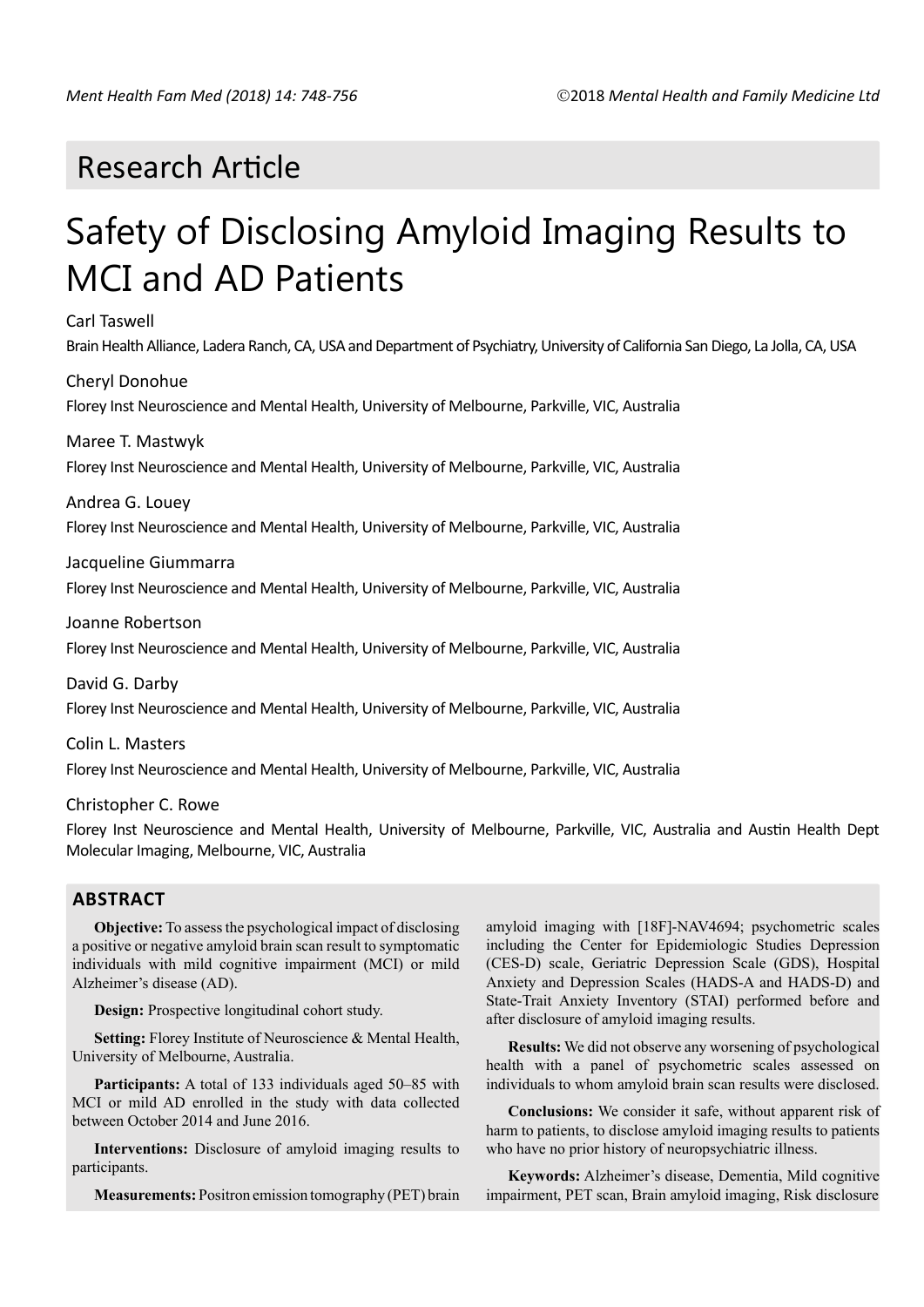## Research Article

# Safety of Disclosing Amyloid Imaging Results to MCI and AD Patients

Carl Taswell

Brain Health Alliance, Ladera Ranch, CA, USA and Department of Psychiatry, University of California San Diego, La Jolla, CA, USA

Cheryl Donohue

Florey Inst Neuroscience and Mental Health, University of Melbourne, Parkville, VIC, Australia

Maree T. Mastwyk

Florey Inst Neuroscience and Mental Health, University of Melbourne, Parkville, VIC, Australia

Andrea G. Louey

Florey Inst Neuroscience and Mental Health, University of Melbourne, Parkville, VIC, Australia

Jacqueline Giummarra

Florey Inst Neuroscience and Mental Health, University of Melbourne, Parkville, VIC, Australia

Joanne Robertson

Florey Inst Neuroscience and Mental Health, University of Melbourne, Parkville, VIC, Australia

David G. Darby

Florey Inst Neuroscience and Mental Health, University of Melbourne, Parkville, VIC, Australia

Colin L. Masters

Florey Inst Neuroscience and Mental Health, University of Melbourne, Parkville, VIC, Australia

Christopher C. Rowe

Florey Inst Neuroscience and Mental Health, University of Melbourne, Parkville, VIC, Australia and Austin Health Dept Molecular Imaging, Melbourne, VIC, Australia

## ABSTRACT

**Objective:** To assess the psychological impact of disclosing a positive or negative amyloid brain scan result to symptomatic individuals with mild cognitive impairment (MCI) or mild Alzheimer's disease (AD).

**Design:** Prospective longitudinal cohort study.

**Setting:** Florey Institute of Neuroscience & Mental Health, University of Melbourne, Australia.

**Participants:** A total of 133 individuals aged 50–85 with MCI or mild AD enrolled in the study with data collected between October 2014 and June 2016.

**Interventions:** Disclosure of amyloid imaging results to participants.

**Measurements:** Positron emission tomography (PET) brain amyloid imaging with [18F]-NAV4694; psychometric scales including the Center for Epidemiologic Studies Depression (CES-D) scale, Geriatric Depression Scale (GDS), Hospital Anxiety and Depression Scales (HADS-A and HADS-D) and State-Trait Anxiety Inventory (STAI) performed before and after disclosure of amyloid imaging results.

**Results:** We did not observe any worsening of psychological health with a panel of psychometric scales assessed on individuals to whom amyloid brain scan results were disclosed.

**Conclusions:** We consider it safe, without apparent risk of harm to patients, to disclose amyloid imaging results to patients who have no prior history of neuropsychiatric illness.

**Keywords:** Alzheimer's disease, Dementia, Mild cognitive impairment, PET scan, Brain amyloid imaging, Risk disclosure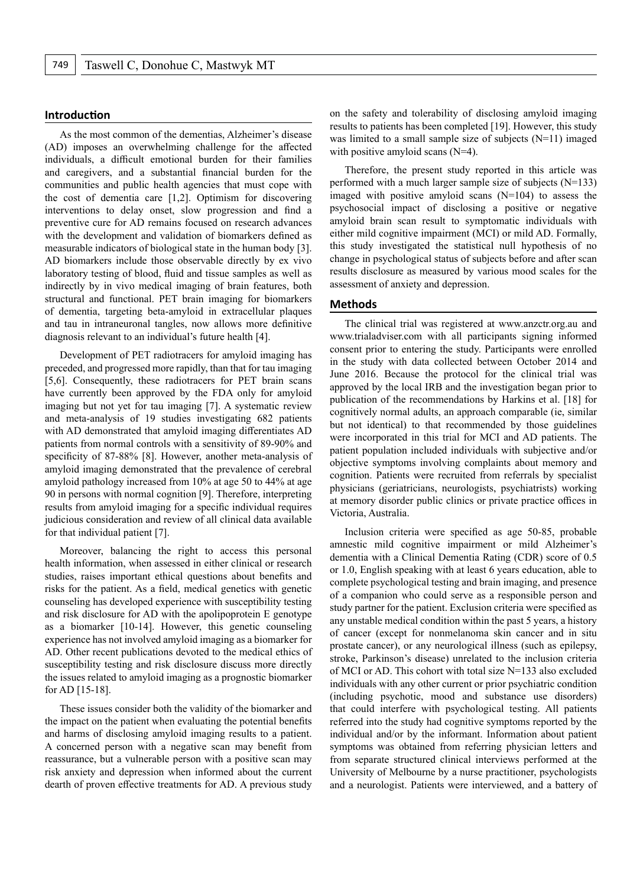## Introduction

As the most common of the dementias, Alzheimer's disease (AD) imposes an overwhelming challenge for the affected individuals, a difficult emotional burden for their families and caregivers, and a substantial financial burden for the communities and public health agencies that must cope with the cost of dementia care [1,2]. Optimism for discovering interventions to delay onset, slow progression and find a preventive cure for AD remains focused on research advances with the development and validation of biomarkers defined as measurable indicators of biological state in the human body [3]. AD biomarkers include those observable directly by ex vivo laboratory testing of blood, fluid and tissue samples as well as indirectly by in vivo medical imaging of brain features, both structural and functional. PET brain imaging for biomarkers of dementia, targeting beta-amyloid in extracellular plaques and tau in intraneuronal tangles, now allows more definitive diagnosis relevant to an individual's future health [4].

Development of PET radiotracers for amyloid imaging has preceded, and progressed more rapidly, than that for tau imaging [5,6]. Consequently, these radiotracers for PET brain scans have currently been approved by the FDA only for amyloid imaging but not yet for tau imaging [7]. A systematic review and meta-analysis of 19 studies investigating 682 patients with AD demonstrated that amyloid imaging differentiates AD patients from normal controls with a sensitivity of 89-90% and specificity of 87-88% [8]. However, another meta-analysis of amyloid imaging demonstrated that the prevalence of cerebral amyloid pathology increased from 10% at age 50 to 44% at age 90 in persons with normal cognition [9]. Therefore, interpreting results from amyloid imaging for a specific individual requires judicious consideration and review of all clinical data available for that individual patient [7].

Moreover, balancing the right to access this personal health information, when assessed in either clinical or research studies, raises important ethical questions about benefits and risks for the patient. As a field, medical genetics with genetic counseling has developed experience with susceptibility testing and risk disclosure for AD with the apolipoprotein E genotype as a biomarker [10-14]. However, this genetic counseling experience has not involved amyloid imaging as a biomarker for AD. Other recent publications devoted to the medical ethics of susceptibility testing and risk disclosure discuss more directly the issues related to amyloid imaging as a prognostic biomarker for AD [15-18].

These issues consider both the validity of the biomarker and the impact on the patient when evaluating the potential benefits and harms of disclosing amyloid imaging results to a patient. A concerned person with a negative scan may benefit from reassurance, but a vulnerable person with a positive scan may risk anxiety and depression when informed about the current dearth of proven effective treatments for AD. A previous study on the safety and tolerability of disclosing amyloid imaging results to patients has been completed [19]. However, this study was limited to a small sample size of subjects (N=11) imaged with positive amyloid scans (N=4).

Therefore, the present study reported in this article was performed with a much larger sample size of subjects (N=133) imaged with positive amyloid scans (N=104) to assess the psychosocial impact of disclosing a positive or negative amyloid brain scan result to symptomatic individuals with either mild cognitive impairment (MCI) or mild AD. Formally, this study investigated the statistical null hypothesis of no change in psychological status of subjects before and after scan results disclosure as measured by various mood scales for the assessment of anxiety and depression.

## Methods

The clinical trial was registered at www.anzctr.org.au and www.trialadviser.com with all participants signing informed consent prior to entering the study. Participants were enrolled in the study with data collected between October 2014 and June 2016. Because the protocol for the clinical trial was approved by the local IRB and the investigation began prior to publication of the recommendations by Harkins et al. [18] for cognitively normal adults, an approach comparable (ie, similar but not identical) to that recommended by those guidelines were incorporated in this trial for MCI and AD patients. The patient population included individuals with subjective and/or objective symptoms involving complaints about memory and cognition. Patients were recruited from referrals by specialist physicians (geriatricians, neurologists, psychiatrists) working at memory disorder public clinics or private practice offices in Victoria, Australia.

Inclusion criteria were specified as age 50-85, probable amnestic mild cognitive impairment or mild Alzheimer's dementia with a Clinical Dementia Rating (CDR) score of 0.5 or 1.0, English speaking with at least 6 years education, able to complete psychological testing and brain imaging, and presence of a companion who could serve as a responsible person and study partner for the patient. Exclusion criteria were specified as any unstable medical condition within the past 5 years, a history of cancer (except for nonmelanoma skin cancer and in situ prostate cancer), or any neurological illness (such as epilepsy, stroke, Parkinson's disease) unrelated to the inclusion criteria of MCI or AD. This cohort with total size N=133 also excluded individuals with any other current or prior psychiatric condition (including psychotic, mood and substance use disorders) that could interfere with psychological testing. All patients referred into the study had cognitive symptoms reported by the individual and/or by the informant. Information about patient symptoms was obtained from referring physician letters and from separate structured clinical interviews performed at the University of Melbourne by a nurse practitioner, psychologists and a neurologist. Patients were interviewed, and a battery of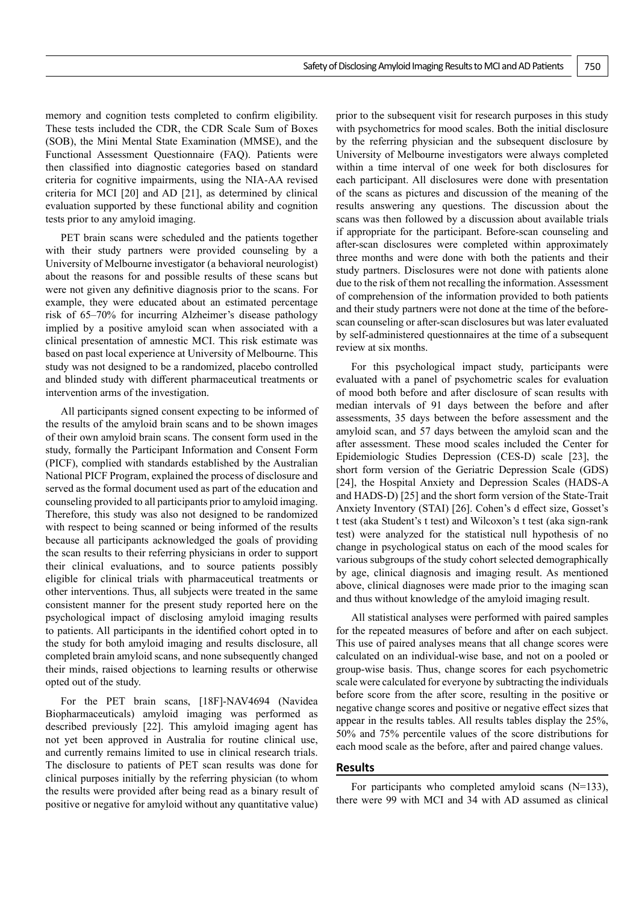memory and cognition tests completed to confirm eligibility. These tests included the CDR, the CDR Scale Sum of Boxes (SOB), the Mini Mental State Examination (MMSE), and the Functional Assessment Questionnaire (FAQ). Patients were then classified into diagnostic categories based on standard criteria for cognitive impairments, using the NIA-AA revised criteria for MCI [20] and AD [21], as determined by clinical evaluation supported by these functional ability and cognition tests prior to any amyloid imaging.

PET brain scans were scheduled and the patients together with their study partners were provided counseling by a University of Melbourne investigator (a behavioral neurologist) about the reasons for and possible results of these scans but were not given any definitive diagnosis prior to the scans. For example, they were educated about an estimated percentage risk of 65–70% for incurring Alzheimer's disease pathology implied by a positive amyloid scan when associated with a clinical presentation of amnestic MCI. This risk estimate was based on past local experience at University of Melbourne. This study was not designed to be a randomized, placebo controlled and blinded study with different pharmaceutical treatments or intervention arms of the investigation.

All participants signed consent expecting to be informed of the results of the amyloid brain scans and to be shown images of their own amyloid brain scans. The consent form used in the study, formally the Participant Information and Consent Form (PICF), complied with standards established by the Australian National PICF Program, explained the process of disclosure and served as the formal document used as part of the education and counseling provided to all participants prior to amyloid imaging. Therefore, this study was also not designed to be randomized with respect to being scanned or being informed of the results because all participants acknowledged the goals of providing the scan results to their referring physicians in order to support their clinical evaluations, and to source patients possibly eligible for clinical trials with pharmaceutical treatments or other interventions. Thus, all subjects were treated in the same consistent manner for the present study reported here on the psychological impact of disclosing amyloid imaging results to patients. All participants in the identified cohort opted in to the study for both amyloid imaging and results disclosure, all completed brain amyloid scans, and none subsequently changed their minds, raised objections to learning results or otherwise opted out of the study.

For the PET brain scans, [18F]-NAV4694 (Navidea Biopharmaceuticals) amyloid imaging was performed as described previously [22]. This amyloid imaging agent has not yet been approved in Australia for routine clinical use, and currently remains limited to use in clinical research trials. The disclosure to patients of PET scan results was done for clinical purposes initially by the referring physician (to whom the results were provided after being read as a binary result of positive or negative for amyloid without any quantitative value) prior to the subsequent visit for research purposes in this study with psychometrics for mood scales. Both the initial disclosure by the referring physician and the subsequent disclosure by University of Melbourne investigators were always completed within a time interval of one week for both disclosures for each participant. All disclosures were done with presentation of the scans as pictures and discussion of the meaning of the results answering any questions. The discussion about the scans was then followed by a discussion about available trials if appropriate for the participant. Before-scan counseling and after-scan disclosures were completed within approximately three months and were done with both the patients and their study partners. Disclosures were not done with patients alone due to the risk of them not recalling the information. Assessment of comprehension of the information provided to both patients and their study partners were not done at the time of the before-scan counseling or after-scan disclosures but was later evaluated by self-administered questionnaires at the time of a subsequent review at six months.

For this psychological impact study, participants were evaluated with a panel of psychometric scales for evaluation of mood both before and after disclosure of scan results with median intervals of 91 days between the before and after assessments, 35 days between the before assessment and the amyloid scan, and 57 days between the amyloid scan and the after assessment. These mood scales included the Center for Epidemiologic Studies Depression (CES-D) scale [23], the short form version of the Geriatric Depression Scale (GDS) [24], the Hospital Anxiety and Depression Scales (HADS-A and HADS-D) [25] and the short form version of the State-Trait Anxiety Inventory (STAI) [26]. Cohen's d effect size, Gosset's t test (aka Student's t test) and Wilcoxon's t test (aka sign-rank test) were analyzed for the statistical null hypothesis of no change in psychological status on each of the mood scales for various subgroups of the study cohort selected demographically by age, clinical diagnosis and imaging result. As mentioned above, clinical diagnoses were made prior to the imaging scan and thus without knowledge of the amyloid imaging result.

All statistical analyses were performed with paired samples for the repeated measures of before and after on each subject. This use of paired analyses means that all change scores were calculated on an individual-wise base, and not on a pooled or group-wise basis. Thus, change scores for each psychometric scale were calculated for everyone by subtracting the individuals before score from the after score, resulting in the positive or negative change scores and positive or negative effect sizes that appear in the results tables. All results tables display the 25%, 50% and 75% percentile values of the score distributions for each mood scale as the before, after and paired change values.

## Results

For participants who completed amyloid scans (N=133), there were 99 with MCI and 34 with AD assumed as clinical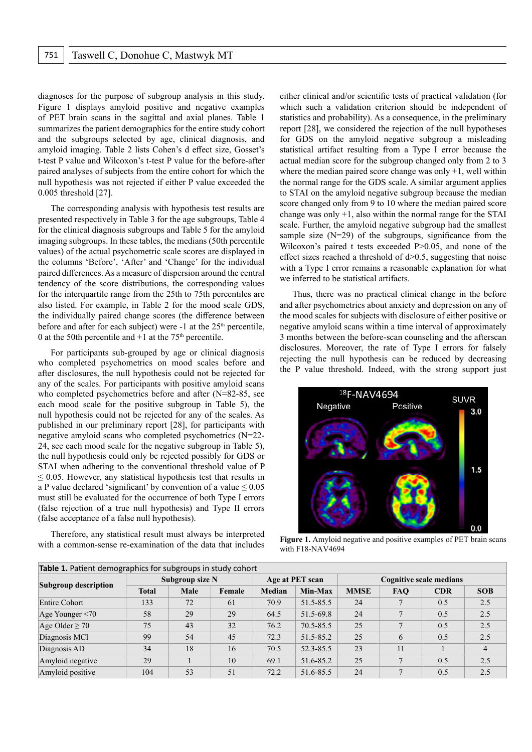diagnoses for the purpose of subgroup analysis in this study. Figure 1 displays amyloid positive and negative examples of PET brain scans in the sagittal and axial planes. Table 1 summarizes the patient demographics for the entire study cohort and the subgroups selected by age, clinical diagnosis, and amyloid imaging. Table 2 lists Cohen's d effect size, Gosset's t-test P value and Wilcoxon's t-test P value for the before-after paired analyses of subjects from the entire cohort for which the null hypothesis was not rejected if either P value exceeded the 0.005 threshold [27].

The corresponding analysis with hypothesis test results are presented respectively in Table 3 for the age subgroups, Table 4 for the clinical diagnosis subgroups and Table 5 for the amyloid imaging subgroups. In these tables, the medians (50th percentile values) of the actual psychometric scale scores are displayed in the columns 'Before', 'After' and 'Change' for the individual paired differences. As a measure of dispersion around the central tendency of the score distributions, the corresponding values for the interquartile range from the 25th to 75th percentiles are also listed. For example, in Table 2 for the mood scale GDS, the individually paired change scores (the difference between before and after for each subject) were -1 at the 25th percentile, 0 at the 50th percentile and +1 at the 75th percentile.

For participants sub-grouped by age or clinical diagnosis who completed psychometrics on mood scales before and after disclosures, the null hypothesis could not be rejected for any of the scales. For participants with positive amyloid scans who completed psychometrics before and after (N=82-85, see each mood scale for the positive subgroup in Table 5), the null hypothesis could not be rejected for any of the scales. As published in our preliminary report [28], for participants with negative amyloid scans who completed psychometrics (N=22-24, see each mood scale for the negative subgroup in Table 5), the null hypothesis could only be rejected possibly for GDS or STAI when adhering to the conventional threshold value of P ≤ 0.05. However, any statistical hypothesis test that results in a P value declared 'significant' by convention of a value ≤ 0.05 must still be evaluated for the occurrence of both Type I errors (false rejection of a true null hypothesis) and Type II errors (false acceptance of a false null hypothesis).

Therefore, any statistical result must always be interpreted with a common-sense re-examination of the data that includes either clinical and/or scientific tests of practical validation (for which such a validation criterion should be independent of statistics and probability). As a consequence, in the preliminary report [28], we considered the rejection of the null hypotheses for GDS on the amyloid negative subgroup a misleading statistical artifact resulting from a Type I error because the actual median score for the subgroup changed only from 2 to 3 where the median paired score change was only +1, well within the normal range for the GDS scale. A similar argument applies to STAI on the amyloid negative subgroup because the median score changed only from 9 to 10 where the median paired score change was only +1, also within the normal range for the STAI scale. Further, the amyloid negative subgroup had the smallest sample size (N=29) of the subgroups, significance from the Wilcoxon's paired t tests exceeded P>0.05, and none of the effect sizes reached a threshold of d>0.5, suggesting that noise with a Type I error remains a reasonable explanation for what we inferred to be statistical artifacts.

Thus, there was no practical clinical change in the before and after psychometrics about anxiety and depression on any of the mood scales for subjects with disclosure of either positive or negative amyloid scans within a time interval of approximately 3 months between the before-scan counseling and the afterscan disclosures. Moreover, the rate of Type I errors for falsely rejecting the null hypothesis can be reduced by decreasing the P value threshold. Indeed, with the strong support just

**Figure 1.** Amyloid negative and positive examples of PET brain scans with F18-NAV4694

**Table 1.** Patient demographics for subgroups in study cohort

| Subgroup description | Subgroup size N | | | Age at PET scan | | Cognitive scale medians | | | |
|---|---|---|---|---|---|---|---|---|---|
| | Total | Male | Female | Median | Min-Max | MMSE | FAQ | CDR | SOB |
| Entire Cohort | 133 | 72 | 61 | 70.9 | 51.5-85.5 | 24 | 7 | 0.5 | 2.5 |
| Age Younger <70 | 58 | 29 | 29 | 64.5 | 51.5-69.8 | 24 | 7 | 0.5 | 2.5 |
| Age Older ≥ 70 | 75 | 43 | 32 | 76.2 | 70.5-85.5 | 25 | 7 | 0.5 | 2.5 |
| Diagnosis MCI | 99 | 54 | 45 | 72.3 | 51.5-85.2 | 25 | 6 | 0.5 | 2.5 |
| Diagnosis AD | 34 | 18 | 16 | 70.5 | 52.3-85.5 | 23 | 11 | 1 | 4 |
| Amyloid negative | 29 | 1 | 10 | 69.1 | 51.6-85.2 | 25 | 7 | 0.5 | 2.5 |
| Amyloid positive | 104 | 53 | 51 | 72.2 | 51.6-85.5 | 24 | 7 | 0.5 | 2.5 |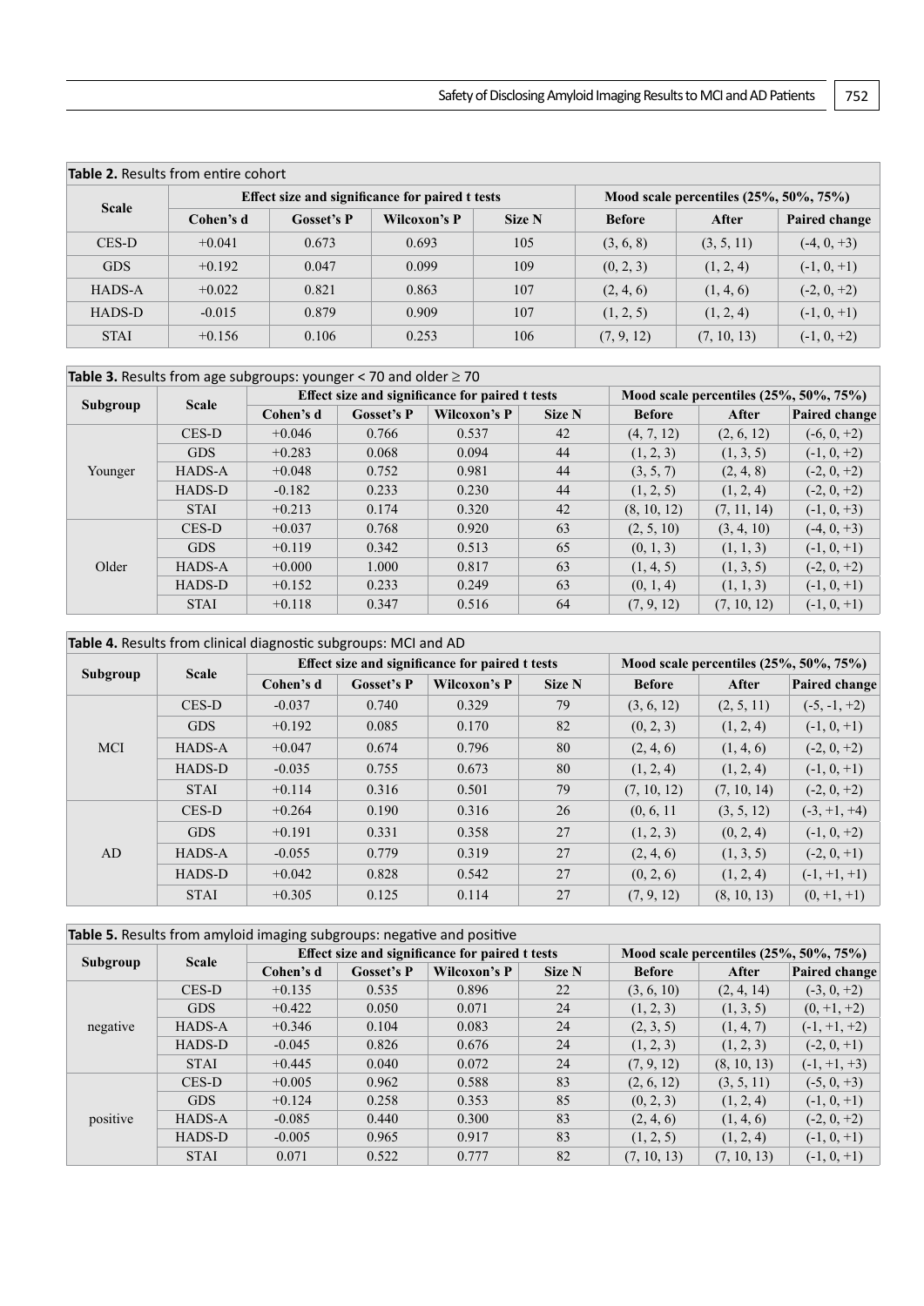**Table 2.** Results from entire cohort

| Scale | Effect size and significance for paired t tests | | | | Mood scale percentiles (25%, 50%, 75%) | | |
|---|---|---|---|---|---|---|---|
| | Cohen's d | Gosset's P | Wilcoxon's P | Size N | Before | After | Paired change |
| CES-D | +0.041 | 0.673 | 0.693 | 105 | (3, 6, 8) | (3, 5, 11) | (-4, 0, +3) |
| GDS | +0.192 | 0.047 | 0.099 | 109 | (0, 2, 3) | (1, 2, 4) | (-1, 0, +1) |
| HADS-A | +0.022 | 0.821 | 0.863 | 107 | (2, 4, 6) | (1, 4, 6) | (-2, 0, +2) |
| HADS-D | -0.015 | 0.879 | 0.909 | 107 | (1, 2, 5) | (1, 2, 4) | (-1, 0, +1) |
| STAI | +0.156 | 0.106 | 0.253 | 106 | (7, 9, 12) | (7, 10, 13) | (-1, 0, +2) |

**Table 3.** Results from age subgroups: younger < 70 and older ≥ 70

| Subgroup | Scale | Effect size and significance for paired t tests | | | | Mood scale percentiles (25%, 50%, 75%) | | |
|---|---|---|---|---|---|---|---|---|
| | | Cohen's d | Gosset's P | Wilcoxon's P | Size N | Before | After | Paired change |
| Younger | CES-D | +0.046 | 0.766 | 0.537 | 42 | (4, 7, 12) | (2, 6, 12) | (-6, 0, +2) |
| | GDS | +0.283 | 0.068 | 0.094 | 44 | (1, 2, 3) | (1, 3, 5) | (-1, 0, +2) |
| | HADS-A | +0.048 | 0.752 | 0.981 | 44 | (3, 5, 7) | (2, 4, 8) | (-2, 0, +2) |
| | HADS-D | -0.182 | 0.233 | 0.230 | 44 | (1, 2, 5) | (1, 2, 4) | (-2, 0, +2) |
| | STAI | +0.213 | 0.174 | 0.320 | 42 | (8, 10, 12) | (7, 11, 14) | (-1, 0, +3) |
| Older | CES-D | +0.037 | 0.768 | 0.920 | 63 | (2, 5, 10) | (3, 4, 10) | (-4, 0, +3) |
| | GDS | +0.119 | 0.342 | 0.513 | 65 | (0, 1, 3) | (1, 1, 3) | (-1, 0, +1) |
| | HADS-A | +0.000 | 1.000 | 0.817 | 63 | (1, 4, 5) | (1, 3, 5) | (-2, 0, +2) |
| | HADS-D | +0.152 | 0.233 | 0.249 | 63 | (0, 1, 4) | (1, 1, 3) | (-1, 0, +1) |
| | STAI | +0.118 | 0.347 | 0.516 | 64 | (7, 9, 12) | (7, 10, 12) | (-1, 0, +1) |

**Table 4.** Results from clinical diagnostic subgroups: MCI and AD

| Subgroup | Scale | Effect size and significance for paired t tests | | | | Mood scale percentiles (25%, 50%, 75%) | | |
|---|---|---|---|---|---|---|---|---|
| | | Cohen's d | Gosset's P | Wilcoxon's P | Size N | Before | After | Paired change |
| MCI | CES-D | -0.037 | 0.740 | 0.329 | 79 | (3, 6, 12) | (2, 5, 11) | (-5, -1, +2) |
| | GDS | +0.192 | 0.085 | 0.170 | 82 | (0, 2, 3) | (1, 2, 4) | (-1, 0, +1) |
| | HADS-A | +0.047 | 0.674 | 0.796 | 80 | (2, 4, 6) | (1, 4, 6) | (-2, 0, +2) |
| | HADS-D | -0.035 | 0.755 | 0.673 | 80 | (1, 2, 4) | (1, 2, 4) | (-1, 0, +1) |
| | STAI | +0.114 | 0.316 | 0.501 | 79 | (7, 10, 12) | (7, 10, 14) | (-2, 0, +2) |
| AD | CES-D | +0.264 | 0.190 | 0.316 | 26 | (0, 6, 11 | (3, 5, 12) | (-3, +1, +4) |
| | GDS | +0.191 | 0.331 | 0.358 | 27 | (1, 2, 3) | (0, 2, 4) | (-1, 0, +2) |
| | HADS-A | -0.055 | 0.779 | 0.319 | 27 | (2, 4, 6) | (1, 3, 5) | (-2, 0, +1) |
| | HADS-D | +0.042 | 0.828 | 0.542 | 27 | (0, 2, 6) | (1, 2, 4) | (-1, +1, +1) |
| | STAI | +0.305 | 0.125 | 0.114 | 27 | (7, 9, 12) | (8, 10, 13) | (0, +1, +1) |

**Table 5.** Results from amyloid imaging subgroups: negative and positive

| Subgroup | Scale | Effect size and significance for paired t tests | | | | Mood scale percentiles (25%, 50%, 75%) | | |
|---|---|---|---|---|---|---|---|---|
| | | Cohen's d | Gosset's P | Wilcoxon's P | Size N | Before | After | Paired change |
| negative | CES-D | +0.135 | 0.535 | 0.896 | 22 | (3, 6, 10) | (2, 4, 14) | (-3, 0, +2) |
| | GDS | +0.422 | 0.050 | 0.071 | 24 | (1, 2, 3) | (1, 3, 5) | (0, +1, +2) |
| | HADS-A | +0.346 | 0.104 | 0.083 | 24 | (2, 3, 5) | (1, 4, 7) | (-1, +1, +2) |
| | HADS-D | -0.045 | 0.826 | 0.676 | 24 | (1, 2, 3) | (1, 2, 3) | (-2, 0, +1) |
| | STAI | +0.445 | 0.040 | 0.072 | 24 | (7, 9, 12) | (8, 10, 13) | (-1, +1, +3) |
| positive | CES-D | +0.005 | 0.962 | 0.588 | 83 | (2, 6, 12) | (3, 5, 11) | (-5, 0, +3) |
| | GDS | +0.124 | 0.258 | 0.353 | 85 | (0, 2, 3) | (1, 2, 4) | (-1, 0, +1) |
| | HADS-A | -0.085 | 0.440 | 0.300 | 83 | (2, 4, 6) | (1, 4, 6) | (-2, 0, +2) |
| | HADS-D | -0.005 | 0.965 | 0.917 | 83 | (1, 2, 5) | (1, 2, 4) | (-1, 0, +1) |
| | STAI | 0.071 | 0.522 | 0.777 | 82 | (7, 10, 13) | (7, 10, 13) | (-1, 0, +1) |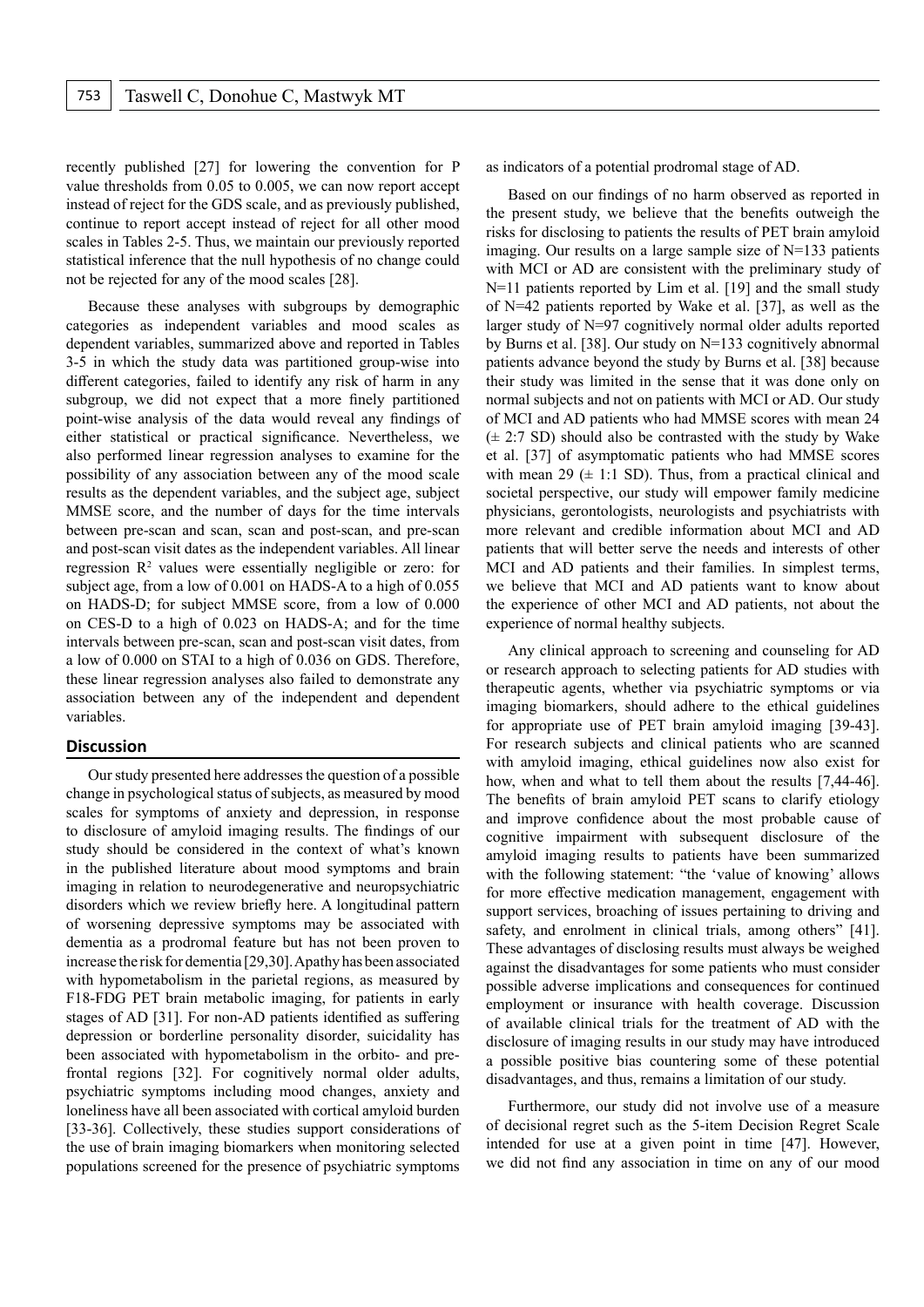recently published [27] for lowering the convention for P value thresholds from 0.05 to 0.005, we can now report accept instead of reject for the GDS scale, and as previously published, continue to report accept instead of reject for all other mood scales in Tables 2-5. Thus, we maintain our previously reported statistical inference that the null hypothesis of no change could not be rejected for any of the mood scales [28].

Because these analyses with subgroups by demographic categories as independent variables and mood scales as dependent variables, summarized above and reported in Tables 3-5 in which the study data was partitioned group-wise into different categories, failed to identify any risk of harm in any subgroup, we did not expect that a more finely partitioned point-wise analysis of the data would reveal any findings of either statistical or practical significance. Nevertheless, we also performed linear regression analyses to examine for the possibility of any association between any of the mood scale results as the dependent variables, and the subject age, subject MMSE score, and the number of days for the time intervals between pre-scan and scan, scan and post-scan, and pre-scan and post-scan visit dates as the independent variables. All linear regression $R^2$ values were essentially negligible or zero: for subject age, from a low of 0.001 on HADS-A to a high of 0.055 on HADS-D; for subject MMSE score, from a low of 0.000 on CES-D to a high of 0.023 on HADS-A; and for the time intervals between pre-scan, scan and post-scan visit dates, from a low of 0.000 on STAI to a high of 0.036 on GDS. Therefore, these linear regression analyses also failed to demonstrate any association between any of the independent and dependent variables.

## Discussion

Our study presented here addresses the question of a possible change in psychological status of subjects, as measured by mood scales for symptoms of anxiety and depression, in response to disclosure of amyloid imaging results. The findings of our study should be considered in the context of what's known in the published literature about mood symptoms and brain imaging in relation to neurodegenerative and neuropsychiatric disorders which we review briefly here. A longitudinal pattern of worsening depressive symptoms may be associated with dementia as a prodromal feature but has not been proven to increase the risk for dementia [29,30]. Apathy has been associated with hypometabolism in the parietal regions, as measured by F18-FDG PET brain metabolic imaging, for patients in early stages of AD [31]. For non-AD patients identified as suffering depression or borderline personality disorder, suicidality has been associated with hypometabolism in the orbito- and pre-frontal regions [32]. For cognitively normal older adults, psychiatric symptoms including mood changes, anxiety and loneliness have all been associated with cortical amyloid burden [33-36]. Collectively, these studies support considerations of the use of brain imaging biomarkers when monitoring selected populations screened for the presence of psychiatric symptoms as indicators of a potential prodromal stage of AD.

Based on our findings of no harm observed as reported in the present study, we believe that the benefits outweigh the risks for disclosing to patients the results of PET brain amyloid imaging. Our results on a large sample size of N=133 patients with MCI or AD are consistent with the preliminary study of N=11 patients reported by Lim et al. [19] and the small study of N=42 patients reported by Wake et al. [37], as well as the larger study of N=97 cognitively normal older adults reported by Burns et al. [38]. Our study on N=133 cognitively abnormal patients advance beyond the study by Burns et al. [38] because their study was limited in the sense that it was done only on normal subjects and not on patients with MCI or AD. Our study of MCI and AD patients who had MMSE scores with mean 24 (± 2:7 SD) should also be contrasted with the study by Wake et al. [37] of asymptomatic patients who had MMSE scores with mean 29 (± 1:1 SD). Thus, from a practical clinical and societal perspective, our study will empower family medicine physicians, gerontologists, neurologists and psychiatrists with more relevant and credible information about MCI and AD patients that will better serve the needs and interests of other MCI and AD patients and their families. In simplest terms, we believe that MCI and AD patients want to know about the experience of other MCI and AD patients, not about the experience of normal healthy subjects.

Any clinical approach to screening and counseling for AD or research approach to selecting patients for AD studies with therapeutic agents, whether via psychiatric symptoms or via imaging biomarkers, should adhere to the ethical guidelines for appropriate use of PET brain amyloid imaging [39-43]. For research subjects and clinical patients who are scanned with amyloid imaging, ethical guidelines now also exist for how, when and what to tell them about the results [7,44-46]. The benefits of brain amyloid PET scans to clarify etiology and improve confidence about the most probable cause of cognitive impairment with subsequent disclosure of the amyloid imaging results to patients have been summarized with the following statement: "the 'value of knowing' allows for more effective medication management, engagement with support services, broaching of issues pertaining to driving and safety, and enrolment in clinical trials, among others" [41]. These advantages of disclosing results must always be weighed against the disadvantages for some patients who must consider possible adverse implications and consequences for continued employment or insurance with health coverage. Discussion of available clinical trials for the treatment of AD with the disclosure of imaging results in our study may have introduced a possible positive bias countering some of these potential disadvantages, and thus, remains a limitation of our study.

Furthermore, our study did not involve use of a measure of decisional regret such as the 5-item Decision Regret Scale intended for use at a given point in time [47]. However, we did not find any association in time on any of our mood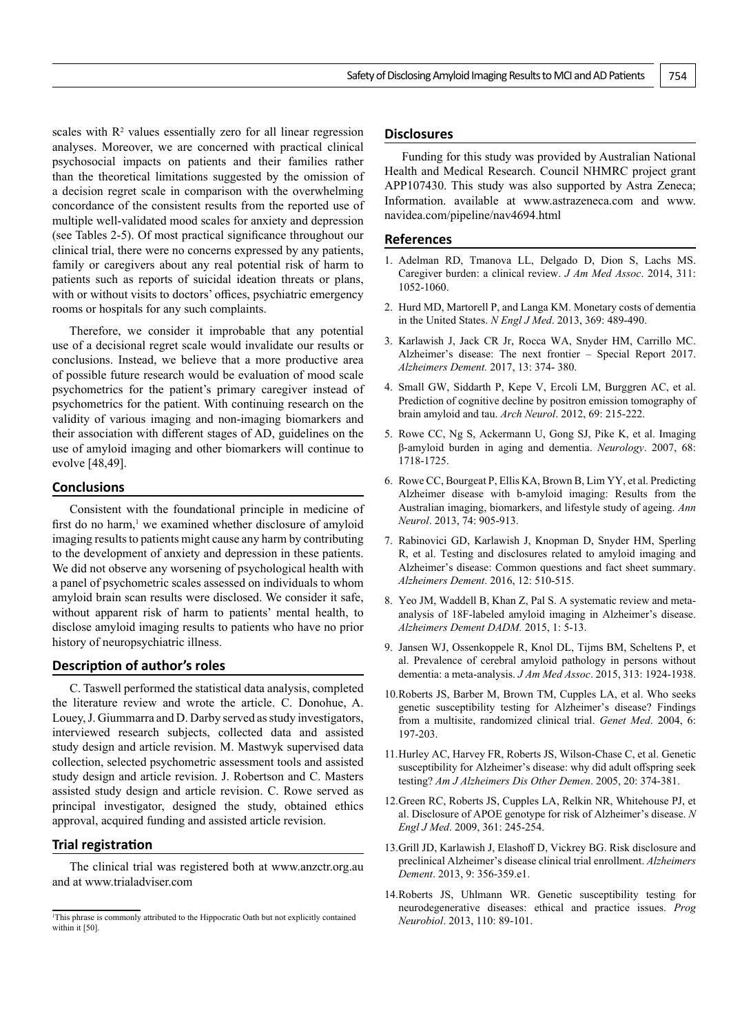scales with $R^2$ values essentially zero for all linear regression analyses. Moreover, we are concerned with practical clinical psychosocial impacts on patients and their families rather than the theoretical limitations suggested by the omission of a decision regret scale in comparison with the overwhelming concordance of the consistent results from the reported use of multiple well-validated mood scales for anxiety and depression (see Tables 2-5). Of most practical significance throughout our clinical trial, there were no concerns expressed by any patients, family or caregivers about any real potential risk of harm to patients such as reports of suicidal ideation threats or plans, with or without visits to doctors' offices, psychiatric emergency rooms or hospitals for any such complaints.

Therefore, we consider it improbable that any potential use of a decisional regret scale would invalidate our results or conclusions. Instead, we believe that a more productive area of possible future research would be evaluation of mood scale psychometrics for the patient's primary caregiver instead of psychometrics for the patient. With continuing research on the validity of various imaging and non-imaging biomarkers and their association with different stages of AD, guidelines on the use of amyloid imaging and other biomarkers will continue to evolve [48,49].

## Conclusions

Consistent with the foundational principle in medicine of first do no harm,[1] we examined whether disclosure of amyloid imaging results to patients might cause any harm by contributing to the development of anxiety and depression in these patients. We did not observe any worsening of psychological health with a panel of psychometric scales assessed on individuals to whom amyloid brain scan results were disclosed. We consider it safe, without apparent risk of harm to patients' mental health, to disclose amyloid imaging results to patients who have no prior history of neuropsychiatric illness.

## Description of author's roles

C. Taswell performed the statistical data analysis, completed the literature review and wrote the article. C. Donohue, A. Louey, J. Giummarra and D. Darby served as study investigators, interviewed research subjects, collected data and assisted study design and article revision. M. Mastwyk supervised data collection, selected psychometric assessment tools and assisted study design and article revision. J. Robertson and C. Masters assisted study design and article revision. C. Rowe served as principal investigator, designed the study, obtained ethics approval, acquired funding and assisted article revision.

## Trial registration

The clinical trial was registered both at www.anzctr.org.au and at www.trialadviser.com

[1]This phrase is commonly attributed to the Hippocratic Oath but not explicitly contained within it [50].

## Disclosures

Funding for this study was provided by Australian National Health and Medical Research. Council NHMRC project grant APP107430. This study was also supported by Astra Zeneca; Information. available at www.astrazeneca.com and www.navidea.com/pipeline/nav4694.html

## References

1. Adelman RD, Tmanova LL, Delgado D, Dion S, Lachs MS. Caregiver burden: a clinical review. *J Am Med Assoc*. 2014, 311: 1052-1060.
2. Hurd MD, Martorell P, and Langa KM. Monetary costs of dementia in the United States. *N Engl J Med*. 2013, 369: 489-490.
3. Karlawish J, Jack CR Jr, Rocca WA, Snyder HM, Carrillo MC. Alzheimer's disease: The next frontier – Special Report 2017. *Alzheimers Dement.* 2017, 13: 374- 380.
4. Small GW, Siddarth P, Kepe V, Ercoli LM, Burggren AC, et al. Prediction of cognitive decline by positron emission tomography of brain amyloid and tau. *Arch Neurol*. 2012, 69: 215-222.
5. Rowe CC, Ng S, Ackermann U, Gong SJ, Pike K, et al. Imaging β-amyloid burden in aging and dementia. *Neurology*. 2007, 68: 1718-1725.
6. Rowe CC, Bourgeat P, Ellis KA, Brown B, Lim YY, et al. Predicting Alzheimer disease with b-amyloid imaging: Results from the Australian imaging, biomarkers, and lifestyle study of ageing. *Ann Neurol*. 2013, 74: 905-913.
7. Rabinovici GD, Karlawish J, Knopman D, Snyder HM, Sperling R, et al. Testing and disclosures related to amyloid imaging and Alzheimer's disease: Common questions and fact sheet summary. *Alzheimers Dement*. 2016, 12: 510-515.
8. Yeo JM, Waddell B, Khan Z, Pal S. A systematic review and meta-analysis of 18F-labeled amyloid imaging in Alzheimer's disease. *Alzheimers Dement DADM.* 2015, 1: 5-13.
9. Jansen WJ, Ossenkoppele R, Knol DL, Tijms BM, Scheltens P, et al. Prevalence of cerebral amyloid pathology in persons without dementia: a meta-analysis. *J Am Med Assoc*. 2015, 313: 1924-1938.
10. Roberts JS, Barber M, Brown TM, Cupples LA, et al. Who seeks genetic susceptibility testing for Alzheimer's disease? Findings from a multisite, randomized clinical trial. *Genet Med*. 2004, 6: 197-203.
11. Hurley AC, Harvey FR, Roberts JS, Wilson-Chase C, et al. Genetic susceptibility for Alzheimer's disease: why did adult offspring seek testing? *Am J Alzheimers Dis Other Demen*. 2005, 20: 374-381.
12. Green RC, Roberts JS, Cupples LA, Relkin NR, Whitehouse PJ, et al. Disclosure of APOE genotype for risk of Alzheimer's disease. *N Engl J Med*. 2009, 361: 245-254.
13. Grill JD, Karlawish J, Elashoff D, Vickrey BG. Risk disclosure and preclinical Alzheimer's disease clinical trial enrollment. *Alzheimers Dement*. 2013, 9: 356-359.e1.
14. Roberts JS, Uhlmann WR. Genetic susceptibility testing for neurodegenerative diseases: ethical and practice issues. *Prog Neurobiol*. 2013, 110: 89-101.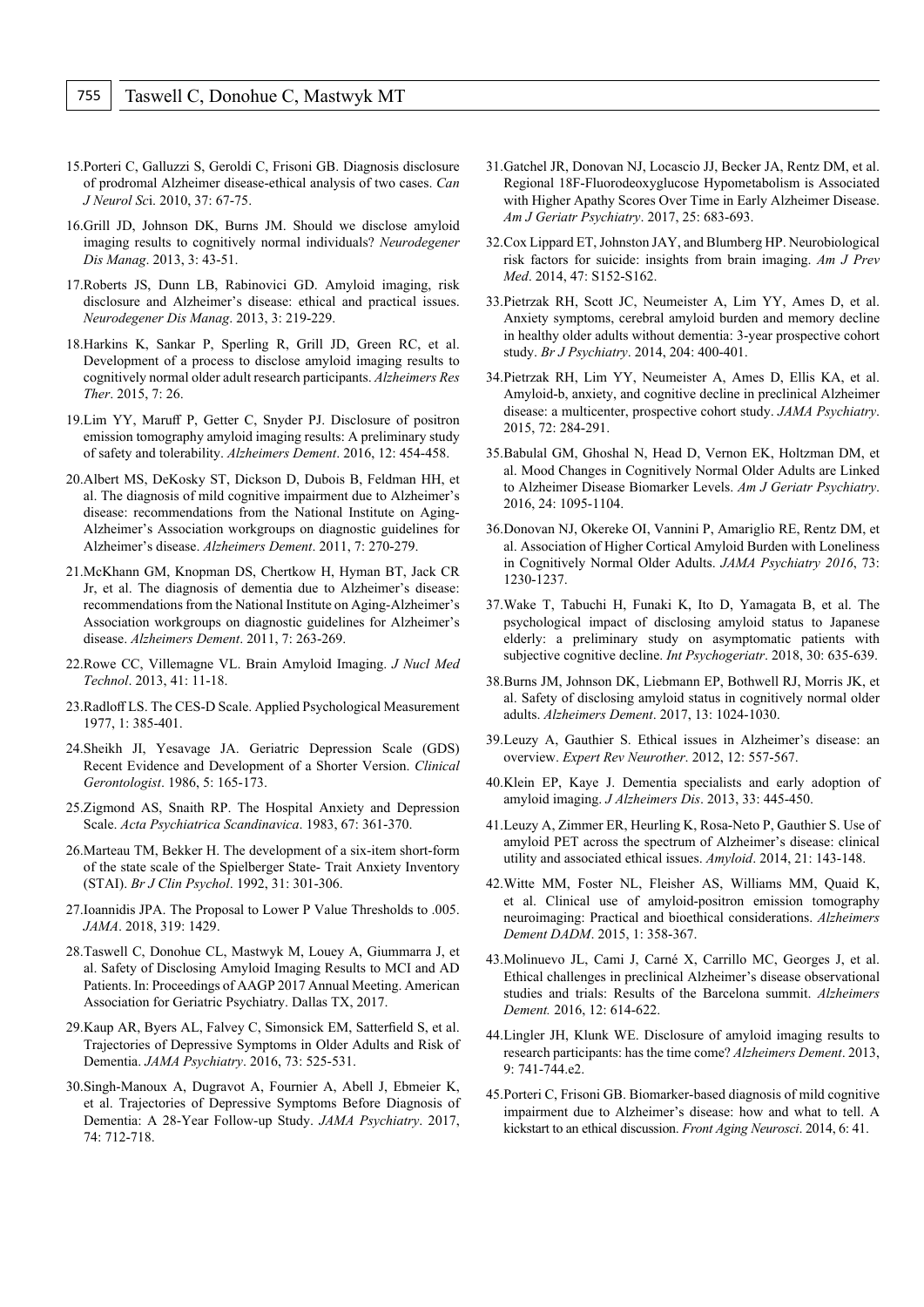15.Porteri C, Galluzzi S, Geroldi C, Frisoni GB. Diagnosis disclosure of prodromal Alzheimer disease-ethical analysis of two cases. *Can J Neurol Sc*i. 2010, 37: 67-75.

16.Grill JD, Johnson DK, Burns JM. Should we disclose amyloid imaging results to cognitively normal individuals? *Neurodegener Dis Manag*. 2013, 3: 43-51.

17.Roberts JS, Dunn LB, Rabinovici GD. Amyloid imaging, risk disclosure and Alzheimer's disease: ethical and practical issues. *Neurodegener Dis Manag*. 2013, 3: 219-229.

18.Harkins K, Sankar P, Sperling R, Grill JD, Green RC, et al. Development of a process to disclose amyloid imaging results to cognitively normal older adult research participants. *Alzheimers Res Ther*. 2015, 7: 26.

19.Lim YY, Maruff P, Getter C, Snyder PJ. Disclosure of positron emission tomography amyloid imaging results: A preliminary study of safety and tolerability. *Alzheimers Dement*. 2016, 12: 454-458.

20.Albert MS, DeKosky ST, Dickson D, Dubois B, Feldman HH, et al. The diagnosis of mild cognitive impairment due to Alzheimer's disease: recommendations from the National Institute on Aging-Alzheimer's Association workgroups on diagnostic guidelines for Alzheimer's disease. *Alzheimers Dement*. 2011, 7: 270-279.

21.McKhann GM, Knopman DS, Chertkow H, Hyman BT, Jack CR Jr, et al. The diagnosis of dementia due to Alzheimer's disease: recommendations from the National Institute on Aging-Alzheimer's Association workgroups on diagnostic guidelines for Alzheimer's disease. *Alzheimers Dement*. 2011, 7: 263-269.

22.Rowe CC, Villemagne VL. Brain Amyloid Imaging. *J Nucl Med Technol*. 2013, 41: 11-18.

23.Radloff LS. The CES-D Scale. Applied Psychological Measurement 1977, 1: 385-401.

24.Sheikh JI, Yesavage JA. Geriatric Depression Scale (GDS) Recent Evidence and Development of a Shorter Version. *Clinical Gerontologist*. 1986, 5: 165-173.

25.Zigmond AS, Snaith RP. The Hospital Anxiety and Depression Scale. *Acta Psychiatrica Scandinavica*. 1983, 67: 361-370.

26.Marteau TM, Bekker H. The development of a six-item short-form of the state scale of the Spielberger State- Trait Anxiety Inventory (STAI). *Br J Clin Psychol*. 1992, 31: 301-306.

27.Ioannidis JPA. The Proposal to Lower P Value Thresholds to .005. *JAMA*. 2018, 319: 1429.

28.Taswell C, Donohue CL, Mastwyk M, Louey A, Giummarra J, et al. Safety of Disclosing Amyloid Imaging Results to MCI and AD Patients. In: Proceedings of AAGP 2017 Annual Meeting. American Association for Geriatric Psychiatry. Dallas TX, 2017.

29.Kaup AR, Byers AL, Falvey C, Simonsick EM, Satterfield S, et al. Trajectories of Depressive Symptoms in Older Adults and Risk of Dementia. *JAMA Psychiatry*. 2016, 73: 525-531.

30.Singh-Manoux A, Dugravot A, Fournier A, Abell J, Ebmeier K, et al. Trajectories of Depressive Symptoms Before Diagnosis of Dementia: A 28-Year Follow-up Study. *JAMA Psychiatry*. 2017, 74: 712-718.

31.Gatchel JR, Donovan NJ, Locascio JJ, Becker JA, Rentz DM, et al. Regional 18F-Fluorodeoxyglucose Hypometabolism is Associated with Higher Apathy Scores Over Time in Early Alzheimer Disease. *Am J Geriatr Psychiatry*. 2017, 25: 683-693.

32.Cox Lippard ET, Johnston JAY, and Blumberg HP. Neurobiological risk factors for suicide: insights from brain imaging. *Am J Prev Med*. 2014, 47: S152-S162.

33.Pietrzak RH, Scott JC, Neumeister A, Lim YY, Ames D, et al. Anxiety symptoms, cerebral amyloid burden and memory decline in healthy older adults without dementia: 3-year prospective cohort study. *Br J Psychiatry*. 2014, 204: 400-401.

34.Pietrzak RH, Lim YY, Neumeister A, Ames D, Ellis KA, et al. Amyloid-b, anxiety, and cognitive decline in preclinical Alzheimer disease: a multicenter, prospective cohort study. *JAMA Psychiatry*. 2015, 72: 284-291.

35.Babulal GM, Ghoshal N, Head D, Vernon EK, Holtzman DM, et al. Mood Changes in Cognitively Normal Older Adults are Linked to Alzheimer Disease Biomarker Levels. *Am J Geriatr Psychiatry*. 2016, 24: 1095-1104.

36.Donovan NJ, Okereke OI, Vannini P, Amariglio RE, Rentz DM, et al. Association of Higher Cortical Amyloid Burden with Loneliness in Cognitively Normal Older Adults. *JAMA Psychiatry 2016*, 73: 1230-1237.

37.Wake T, Tabuchi H, Funaki K, Ito D, Yamagata B, et al. The psychological impact of disclosing amyloid status to Japanese elderly: a preliminary study on asymptomatic patients with subjective cognitive decline. *Int Psychogeriatr*. 2018, 30: 635-639.

38.Burns JM, Johnson DK, Liebmann EP, Bothwell RJ, Morris JK, et al. Safety of disclosing amyloid status in cognitively normal older adults. *Alzheimers Dement*. 2017, 13: 1024-1030.

39.Leuzy A, Gauthier S. Ethical issues in Alzheimer's disease: an overview. *Expert Rev Neurother*. 2012, 12: 557-567.

40.Klein EP, Kaye J. Dementia specialists and early adoption of amyloid imaging. *J Alzheimers Dis*. 2013, 33: 445-450.

41.Leuzy A, Zimmer ER, Heurling K, Rosa-Neto P, Gauthier S. Use of amyloid PET across the spectrum of Alzheimer's disease: clinical utility and associated ethical issues. *Amyloid*. 2014, 21: 143-148.

42.Witte MM, Foster NL, Fleisher AS, Williams MM, Quaid K, et al. Clinical use of amyloid-positron emission tomography neuroimaging: Practical and bioethical considerations. *Alzheimers Dement DADM*. 2015, 1: 358-367.

43.Molinuevo JL, Cami J, Carné X, Carrillo MC, Georges J, et al. Ethical challenges in preclinical Alzheimer's disease observational studies and trials: Results of the Barcelona summit. *Alzheimers Dement.* 2016, 12: 614-622.

44.Lingler JH, Klunk WE. Disclosure of amyloid imaging results to research participants: has the time come? *Alzheimers Dement*. 2013, 9: 741-744.e2.

45.Porteri C, Frisoni GB. Biomarker-based diagnosis of mild cognitive impairment due to Alzheimer's disease: how and what to tell. A kickstart to an ethical discussion. *Front Aging Neurosci*. 2014, 6: 41.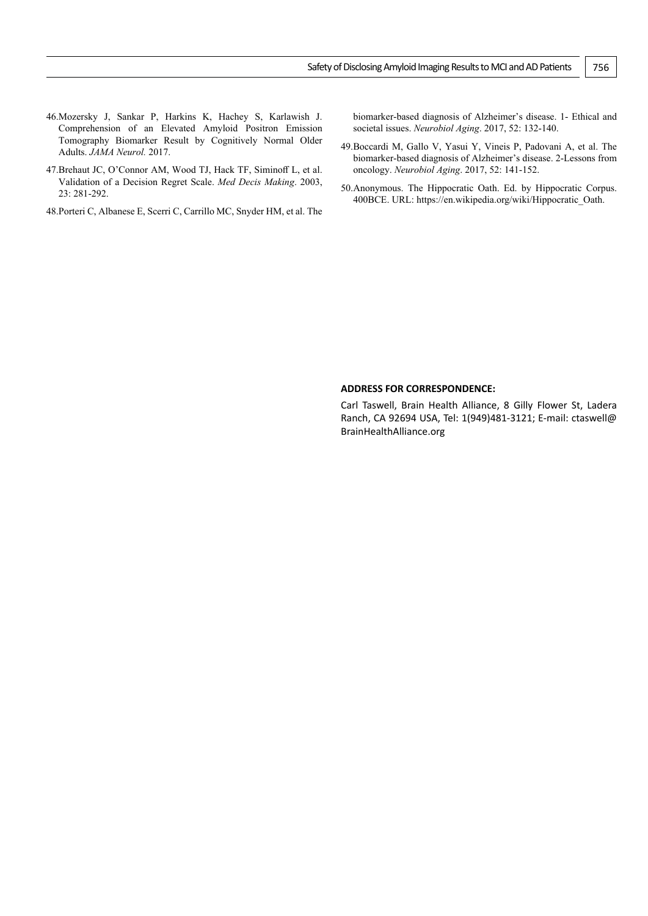46. Mozersky J, Sankar P, Harkins K, Hachey S, Karlawish J. Comprehension of an Elevated Amyloid Positron Emission Tomography Biomarker Result by Cognitively Normal Older Adults. *JAMA Neurol.* 2017.

47. Brehaut JC, O'Connor AM, Wood TJ, Hack TF, Siminoff L, et al. Validation of a Decision Regret Scale. *Med Decis Making*. 2003, 23: 281-292.

48. Porteri C, Albanese E, Scerri C, Carrillo MC, Snyder HM, et al. The biomarker-based diagnosis of Alzheimer's disease. 1- Ethical and societal issues. *Neurobiol Aging*. 2017, 52: 132-140.

49. Boccardi M, Gallo V, Yasui Y, Vineis P, Padovani A, et al. The biomarker-based diagnosis of Alzheimer's disease. 2-Lessons from oncology. *Neurobiol Aging*. 2017, 52: 141-152.

50. Anonymous. The Hippocratic Oath. Ed. by Hippocratic Corpus. 400BCE. URL: https://en.wikipedia.org/wiki/Hippocratic_Oath.

**ADDRESS FOR CORRESPONDENCE:**

Carl Taswell, Brain Health Alliance, 8 Gilly Flower St, Ladera Ranch, CA 92694 USA, Tel: 1(949)481-3121; E-mail: ctaswell@BrainHealthAlliance.org